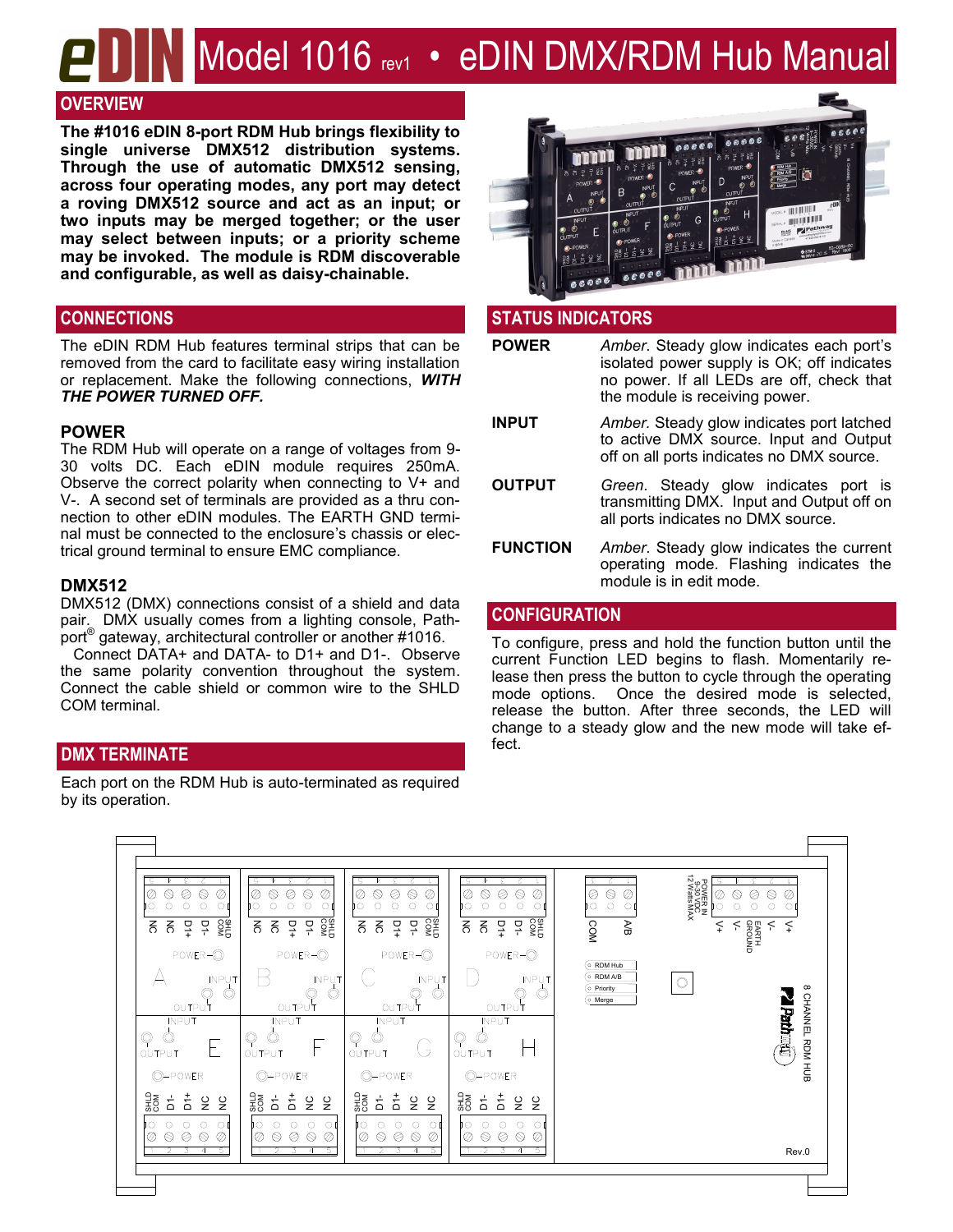# Model 1016 rev1 • eDIN DMX/RDM Hub Manual

## OVERVIEW

**The #1016 eDIN 8-port RDM Hub brings flexibility to single universe DMX512 distribution systems. Through the use of automatic DMX512 sensing, across four operating modes, any port may detect a roving DMX512 source and act as an input; or two inputs may be merged together; or the user may select between inputs; or a priority scheme may be invoked. The module is RDM discoverable and configurable, as well as daisy-chainable.**

## CONNECTIONS

The eDIN RDM Hub features terminal strips that can be removed from the card to facilitate easy wiring installation or replacement. Make the following connections, ***WITH THE POWER TURNED OFF.***

### POWER

The RDM Hub will operate on a range of voltages from 9-30 volts DC. Each eDIN module requires 250mA. Observe the correct polarity when connecting to V+ and V-. A second set of terminals are provided as a thru connection to other eDIN modules. The EARTH GND terminal must be connected to the enclosure's chassis or electrical ground terminal to ensure EMC compliance.

### DMX512

DMX512 (DMX) connections consist of a shield and data pair. DMX usually comes from a lighting console, Pathport® gateway, architectural controller or another #1016.

Connect DATA+ and DATA- to D1+ and D1-. Observe the same polarity convention throughout the system. Connect the cable shield or common wire to the SHLD COM terminal.

## DMX TERMINATE

Each port on the RDM Hub is auto-terminated as required by its operation.

## STATUS INDICATORS

**POWER** — *Amber*. Steady glow indicates each port's isolated power supply is OK; off indicates no power. If all LEDs are off, check that the module is receiving power.

**INPUT** — *Amber.* Steady glow indicates port latched to active DMX source. Input and Output off on all ports indicates no DMX source.

**OUTPUT** — *Green*. Steady glow indicates port is transmitting DMX. Input and Output off on all ports indicates no DMX source.

**FUNCTION** — *Amber*. Steady glow indicates the current operating mode. Flashing indicates the module is in edit mode.

## CONFIGURATION

To configure, press and hold the function button until the current Function LED begins to flash. Momentarily release then press the button to cycle through the operating mode options. Once the desired mode is selected, release the button. After three seconds, the LED will change to a steady glow and the new mode will take effect.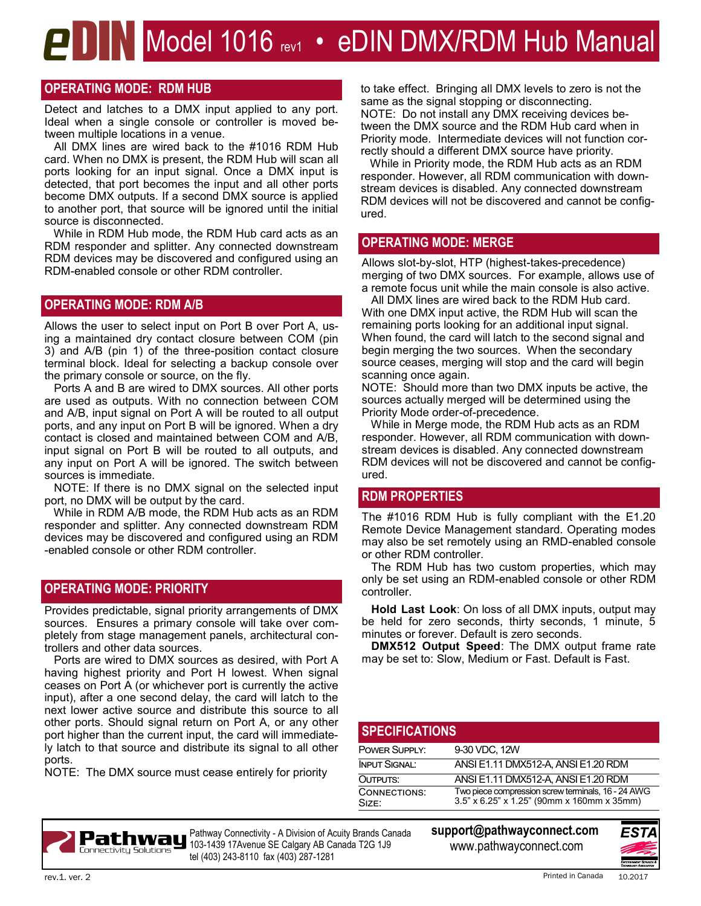# Model 1016 rev1 • eDIN DMX/RDM Hub Manual

## OPERATING MODE: RDM HUB

Detect and latches to a DMX input applied to any port. Ideal when a single console or controller is moved between multiple locations in a venue.

All DMX lines are wired back to the #1016 RDM Hub card. When no DMX is present, the RDM Hub will scan all ports looking for an input signal. Once a DMX input is detected, that port becomes the input and all other ports become DMX outputs. If a second DMX source is applied to another port, that source will be ignored until the initial source is disconnected.

While in RDM Hub mode, the RDM Hub card acts as an RDM responder and splitter. Any connected downstream RDM devices may be discovered and configured using an RDM-enabled console or other RDM controller.

## OPERATING MODE: RDM A/B

Allows the user to select input on Port B over Port A, using a maintained dry contact closure between COM (pin 3) and A/B (pin 1) of the three-position contact closure terminal block. Ideal for selecting a backup console over the primary console or source, on the fly.

Ports A and B are wired to DMX sources. All other ports are used as outputs. With no connection between COM and A/B, input signal on Port A will be routed to all output ports, and any input on Port B will be ignored. When a dry contact is closed and maintained between COM and A/B, input signal on Port B will be routed to all outputs, and any input on Port A will be ignored. The switch between sources is immediate.

NOTE: If there is no DMX signal on the selected input port, no DMX will be output by the card.

While in RDM A/B mode, the RDM Hub acts as an RDM responder and splitter. Any connected downstream RDM devices may be discovered and configured using an RDM -enabled console or other RDM controller.

## OPERATING MODE: PRIORITY

Provides predictable, signal priority arrangements of DMX sources. Ensures a primary console will take over completely from stage management panels, architectural controllers and other data sources.

Ports are wired to DMX sources as desired, with Port A having highest priority and Port H lowest. When signal ceases on Port A (or whichever port is currently the active input), after a one second delay, the card will latch to the next lower active source and distribute this source to all other ports. Should signal return on Port A, or any other port higher than the current input, the card will immediately latch to that source and distribute its signal to all other ports.

NOTE: The DMX source must cease entirely for priority to take effect. Bringing all DMX levels to zero is not the same as the signal stopping or disconnecting.

NOTE: Do not install any DMX receiving devices between the DMX source and the RDM Hub card when in Priority mode. Intermediate devices will not function correctly should a different DMX source have priority.

While in Priority mode, the RDM Hub acts as an RDM responder. However, all RDM communication with downstream devices is disabled. Any connected downstream RDM devices will not be discovered and cannot be configured.

## OPERATING MODE: MERGE

Allows slot-by-slot, HTP (highest-takes-precedence) merging of two DMX sources. For example, allows use of a remote focus unit while the main console is also active.

All DMX lines are wired back to the RDM Hub card. With one DMX input active, the RDM Hub will scan the remaining ports looking for an additional input signal. When found, the card will latch to the second signal and begin merging the two sources. When the secondary source ceases, merging will stop and the card will begin scanning once again.

NOTE: Should more than two DMX inputs be active, the sources actually merged will be determined using the Priority Mode order-of-precedence.

While in Merge mode, the RDM Hub acts as an RDM responder. However, all RDM communication with downstream devices is disabled. Any connected downstream RDM devices will not be discovered and cannot be configured.

## RDM PROPERTIES

The #1016 RDM Hub is fully compliant with the E1.20 Remote Device Management standard. Operating modes may also be set remotely using an RMD-enabled console or other RDM controller.

The RDM Hub has two custom properties, which may only be set using an RDM-enabled console or other RDM controller.

**Hold Last Look**: On loss of all DMX inputs, output may be held for zero seconds, thirty seconds, 1 minute, 5 minutes or forever. Default is zero seconds.

**DMX512 Output Speed**: The DMX output frame rate may be set to: Slow, Medium or Fast. Default is Fast.

## SPECIFICATIONS

| | |
|---|---|
| Power Supply: | 9-30 VDC, 12W |
| Input Signal: | ANSI E1.11 DMX512-A, ANSI E1.20 RDM |
| Outputs: | ANSI E1.11 DMX512-A, ANSI E1.20 RDM |
| Connections: | Two piece compression screw terminals, 16 - 24 AWG |
| Size: | 3.5" x 6.25" x 1.25" (90mm x 160mm x 35mm) |

Pathway Connectivity - A Division of Acuity Brands Canada
103-1439 17Avenue SE Calgary AB Canada T2G 1J9
tel (403) 243-8110 fax (403) 287-1281

support@pathwayconnect.com
www.pathwayconnect.com

rev.1. ver. 2

Printed in Canada 10.2017